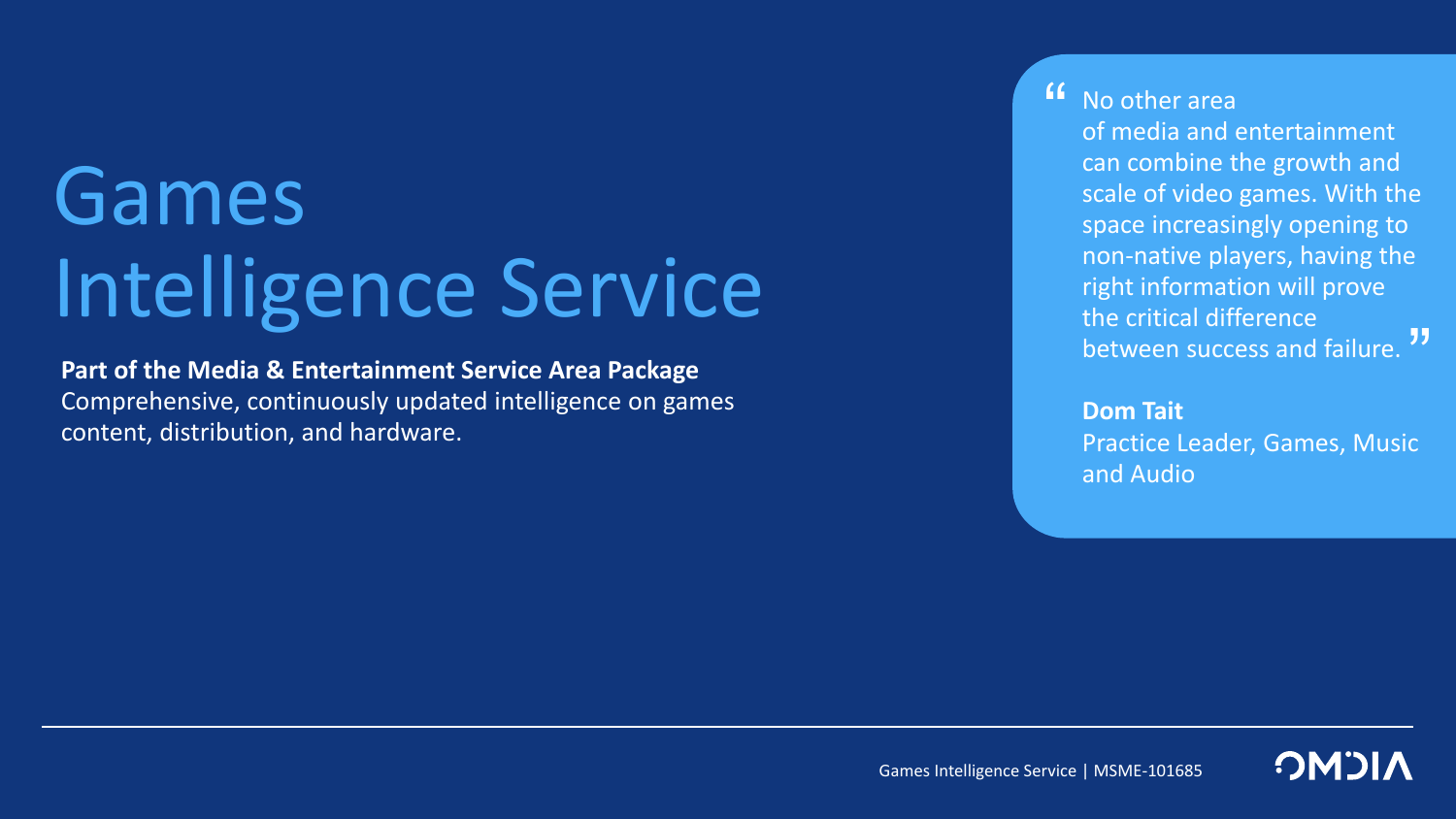# Games Intelligence Service

**Part of the Media & Entertainment Service Area Package**
Comprehensive, continuously updated intelligence on games content, distribution, and hardware.

> "No other area of media and entertainment can combine the growth and scale of video games. With the space increasingly opening to non-native players, having the right information will prove the critical difference between success and failure."
>
> **Dom Tait**
> Practice Leader, Games, Music and Audio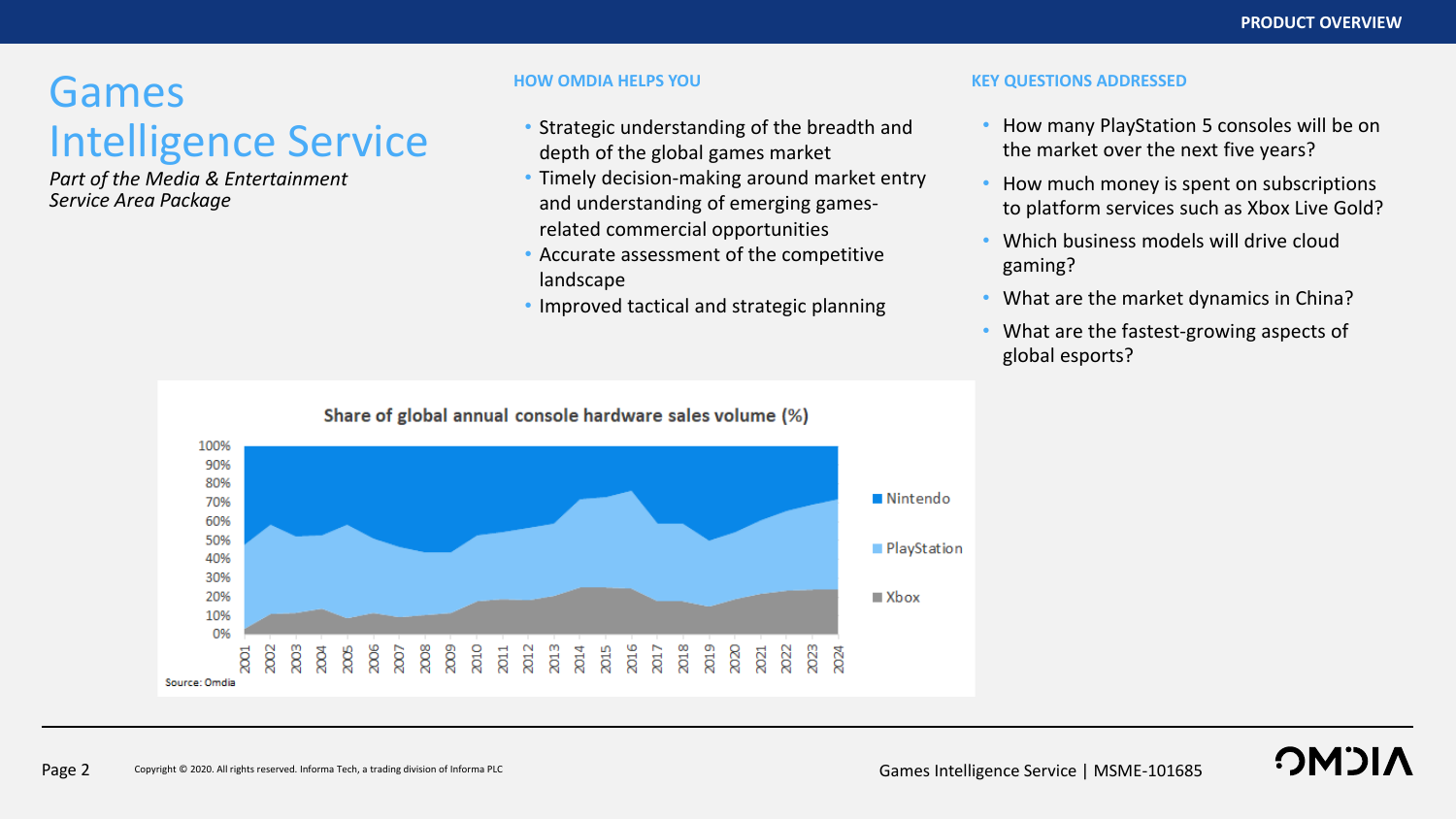# Games Intelligence Service

*Part of the Media & Entertainment Service Area Package*

## HOW OMDIA HELPS YOU

- Strategic understanding of the breadth and depth of the global games market
- Timely decision-making around market entry and understanding of emerging games-related commercial opportunities
- Accurate assessment of the competitive landscape
- Improved tactical and strategic planning

## KEY QUESTIONS ADDRESSED

- How many PlayStation 5 consoles will be on the market over the next five years?
- How much money is spent on subscriptions to platform services such as Xbox Live Gold?
- Which business models will drive cloud gaming?
- What are the market dynamics in China?
- What are the fastest-growing aspects of global esports?

**Share of global annual console hardware sales volume (%)**

Legend: Nintendo, PlayStation, Xbox

Years: 2001–2024

Source: Omdia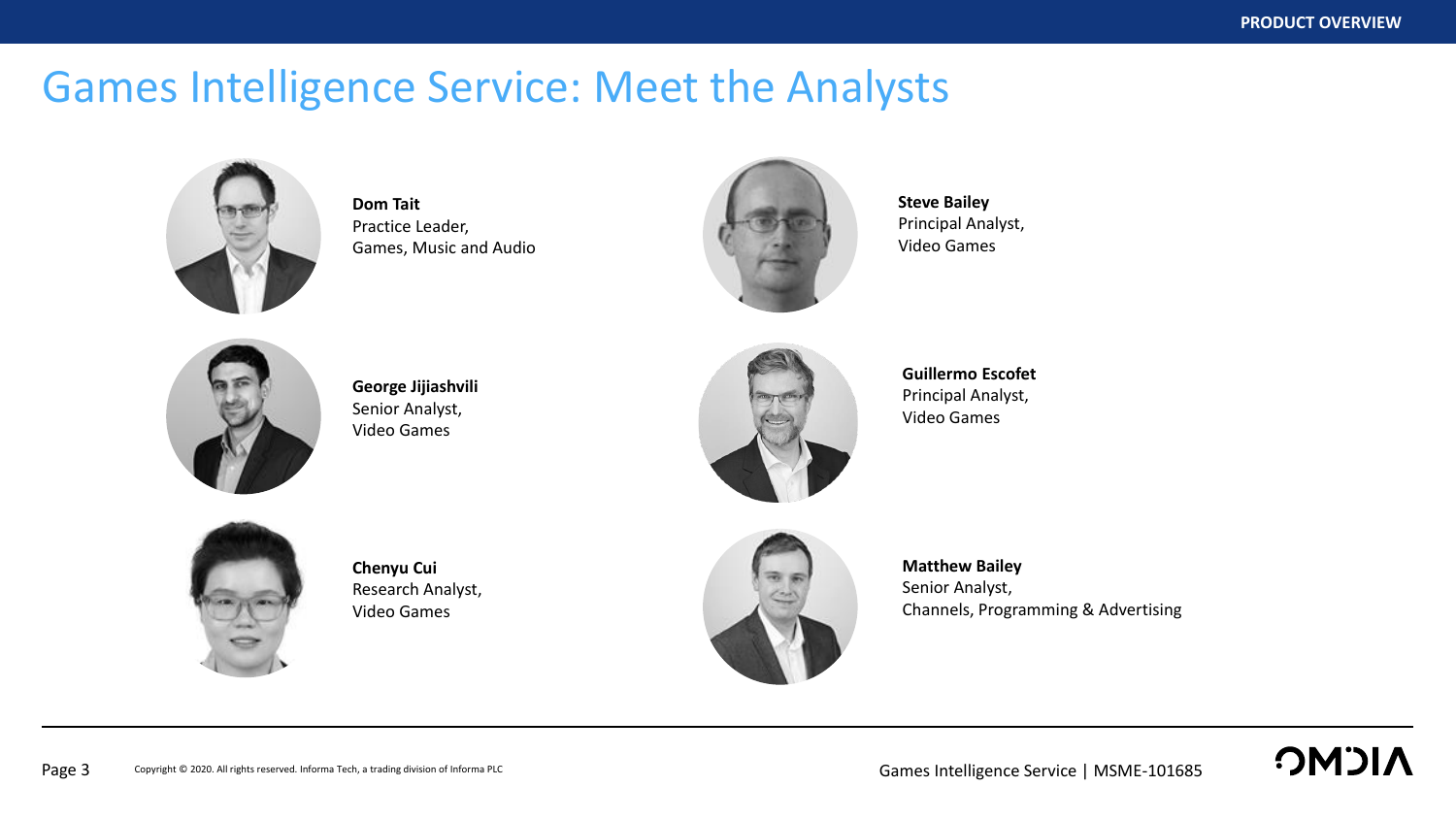# Games Intelligence Service: Meet the Analysts

**Dom Tait**
Practice Leader,
Games, Music and Audio

**Steve Bailey**
Principal Analyst,
Video Games

**George Jijiashvili**
Senior Analyst,
Video Games

**Guillermo Escofet**
Principal Analyst,
Video Games

**Chenyu Cui**
Research Analyst,
Video Games

**Matthew Bailey**
Senior Analyst,
Channels, Programming & Advertising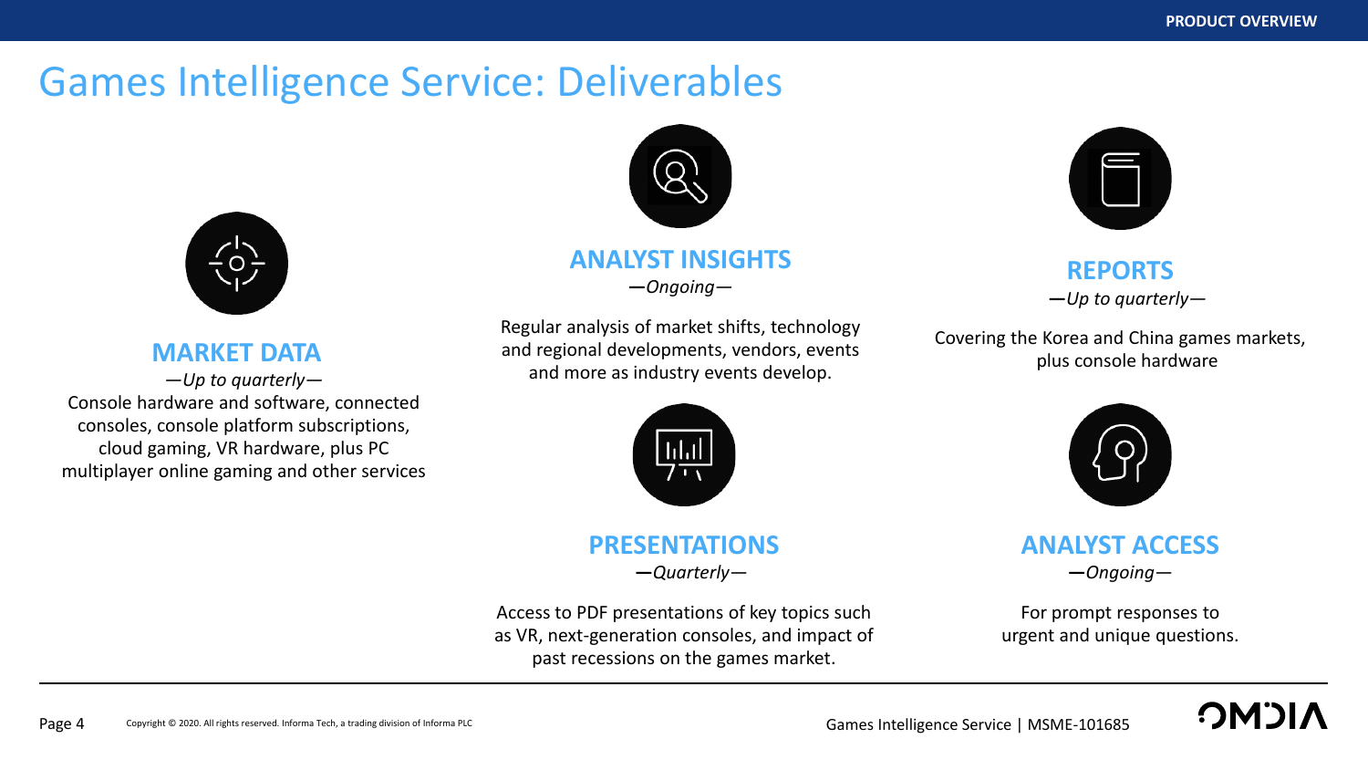# Games Intelligence Service: Deliverables

### MARKET DATA

*—Up to quarterly—*

Console hardware and software, connected consoles, console platform subscriptions, cloud gaming, VR hardware, plus PC multiplayer online gaming and other services

### ANALYST INSIGHTS

*—Ongoing—*

Regular analysis of market shifts, technology and regional developments, vendors, events and more as industry events develop.

### REPORTS

*—Up to quarterly—*

Covering the Korea and China games markets, plus console hardware

### PRESENTATIONS

*—Quarterly—*

Access to PDF presentations of key topics such as VR, next-generation consoles, and impact of past recessions on the games market.

### ANALYST ACCESS

*—Ongoing—*

For prompt responses to urgent and unique questions.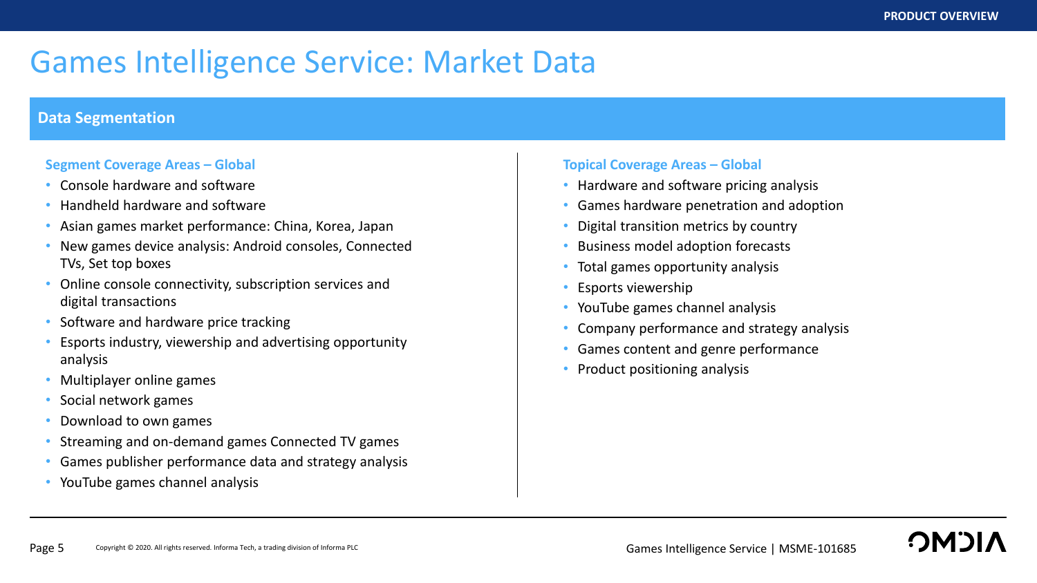# Games Intelligence Service: Market Data

## Data Segmentation

### Segment Coverage Areas – Global

- Console hardware and software
- Handheld hardware and software
- Asian games market performance: China, Korea, Japan
- New games device analysis: Android consoles, Connected TVs, Set top boxes
- Online console connectivity, subscription services and digital transactions
- Software and hardware price tracking
- Esports industry, viewership and advertising opportunity analysis
- Multiplayer online games
- Social network games
- Download to own games
- Streaming and on-demand games Connected TV games
- Games publisher performance data and strategy analysis
- YouTube games channel analysis

### Topical Coverage Areas – Global

- Hardware and software pricing analysis
- Games hardware penetration and adoption
- Digital transition metrics by country
- Business model adoption forecasts
- Total games opportunity analysis
- Esports viewership
- YouTube games channel analysis
- Company performance and strategy analysis
- Games content and genre performance
- Product positioning analysis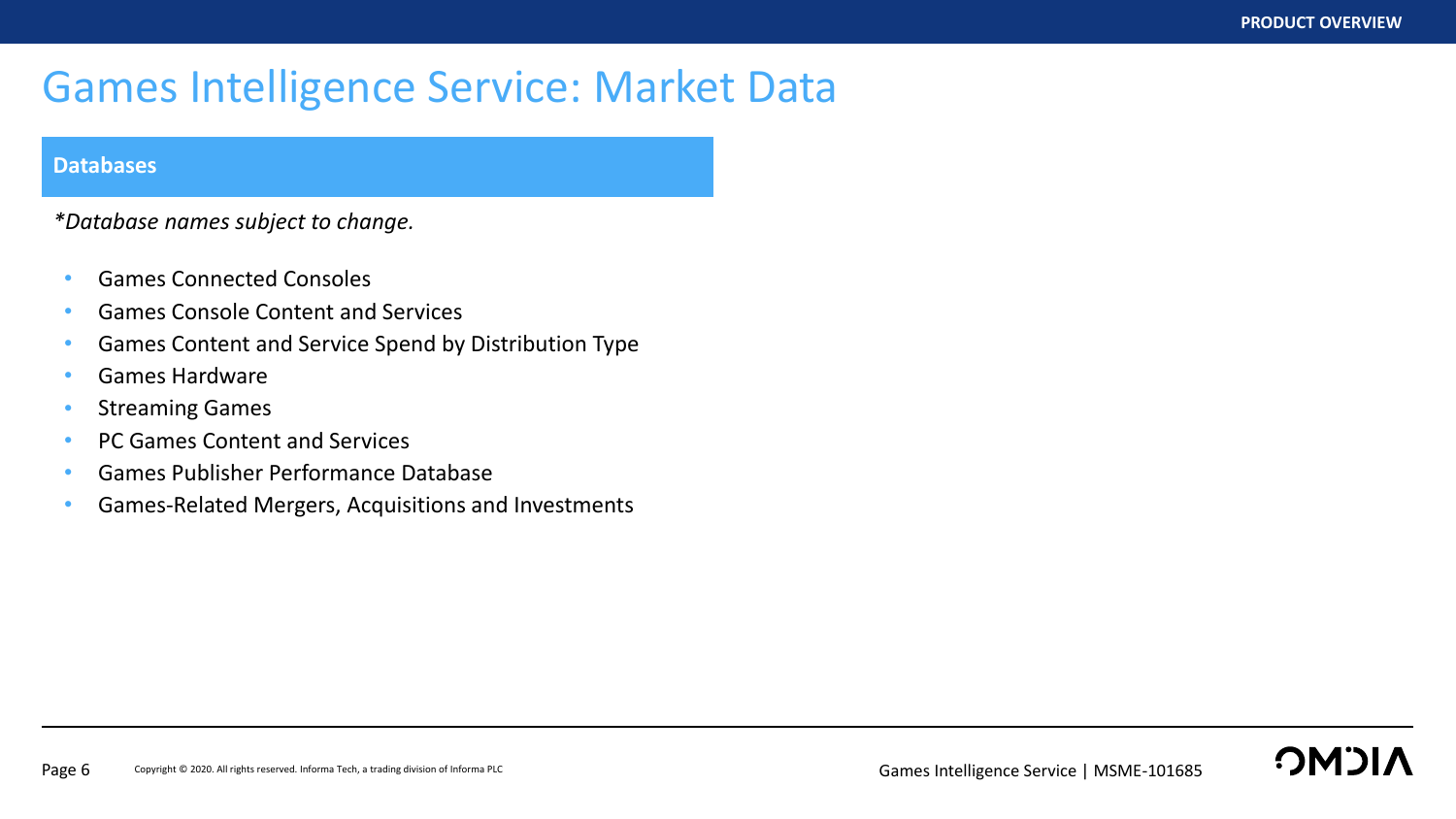# Games Intelligence Service: Market Data

## Databases

*\*Database names subject to change.*

- Games Connected Consoles
- Games Console Content and Services
- Games Content and Service Spend by Distribution Type
- Games Hardware
- Streaming Games
- PC Games Content and Services
- Games Publisher Performance Database
- Games-Related Mergers, Acquisitions and Investments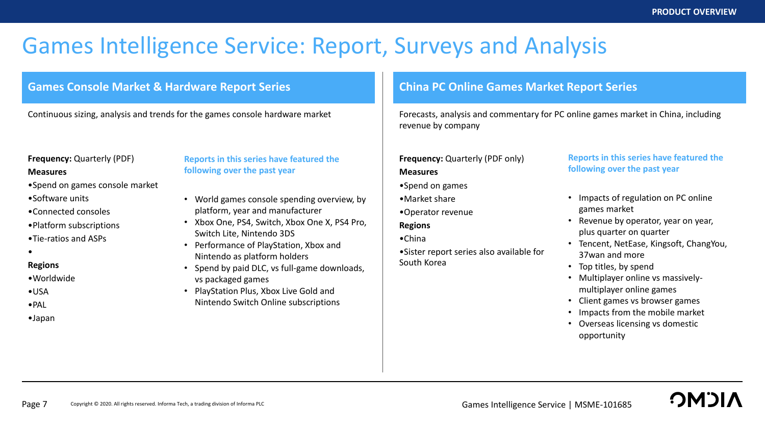# Games Intelligence Service: Report, Surveys and Analysis

## Games Console Market & Hardware Report Series

Continuous sizing, analysis and trends for the games console hardware market

**Frequency:** Quarterly (PDF)

**Measures**

- Spend on games console market
- Software units
- Connected consoles
- Platform subscriptions
- Tie-ratios and ASPs

**Regions**

- Worldwide
- USA
- PAL
- Japan

**Reports in this series have featured the following over the past year**

- World games console spending overview, by platform, year and manufacturer
- Xbox One, PS4, Switch, Xbox One X, PS4 Pro, Switch Lite, Nintendo 3DS
- Performance of PlayStation, Xbox and Nintendo as platform holders
- Spend by paid DLC, vs full-game downloads, vs packaged games
- PlayStation Plus, Xbox Live Gold and Nintendo Switch Online subscriptions

## China PC Online Games Market Report Series

Forecasts, analysis and commentary for PC online games market in China, including revenue by company

**Frequency:** Quarterly (PDF only)

**Measures**

- Spend on games
- Market share
- Operator revenue

**Regions**

- China
- Sister report series also available for South Korea

**Reports in this series have featured the following over the past year**

- Impacts of regulation on PC online games market
- Revenue by operator, year on year, plus quarter on quarter
- Tencent, NetEase, Kingsoft, ChangYou, 37wan and more
- Top titles, by spend
- Multiplayer online vs massively-multiplayer online games
- Client games vs browser games
- Impacts from the mobile market
- Overseas licensing vs domestic opportunity

Copyright © 2020. All rights reserved. Informa Tech, a trading division of Informa PLC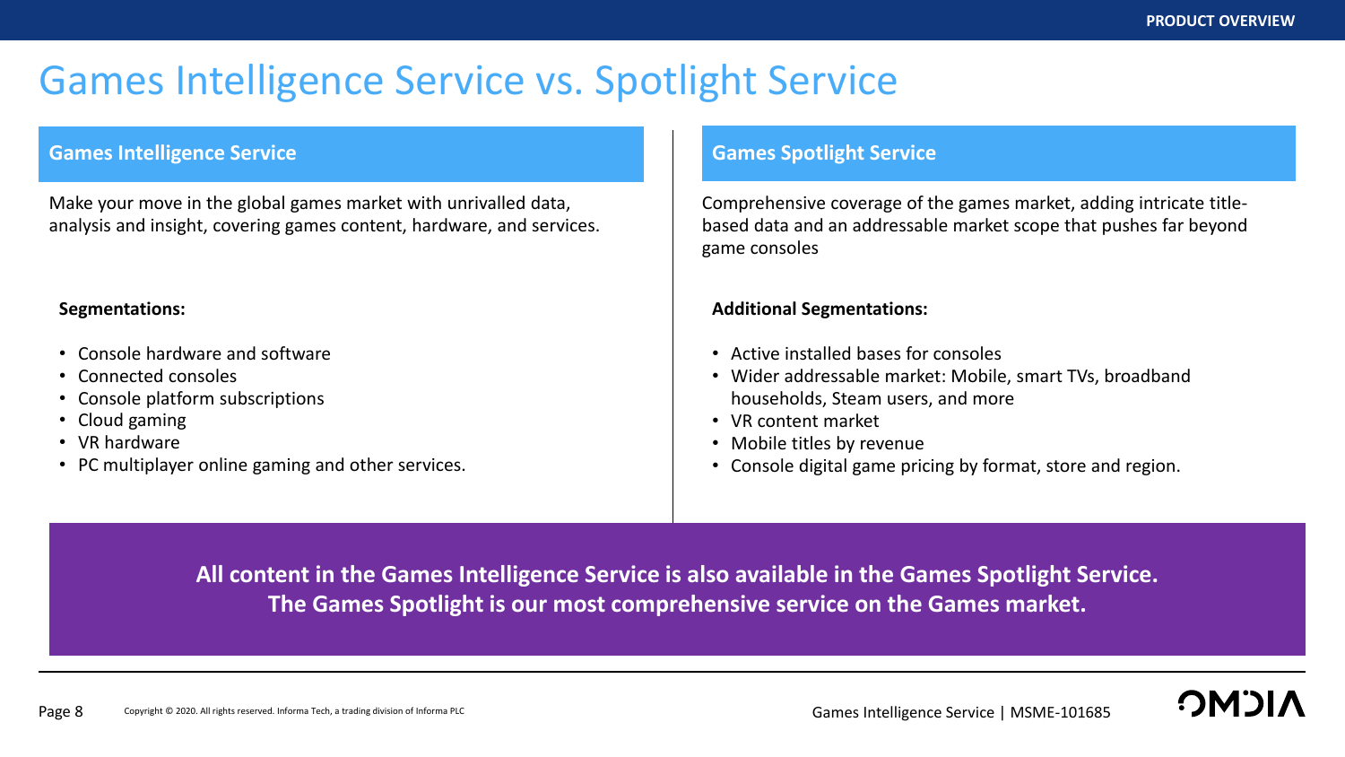# Games Intelligence Service vs. Spotlight Service

## Games Intelligence Service

Make your move in the global games market with unrivalled data, analysis and insight, covering games content, hardware, and services.

**Segmentations:**

- Console hardware and software
- Connected consoles
- Console platform subscriptions
- Cloud gaming
- VR hardware
- PC multiplayer online gaming and other services.

## Games Spotlight Service

Comprehensive coverage of the games market, adding intricate title-based data and an addressable market scope that pushes far beyond game consoles

**Additional Segmentations:**

- Active installed bases for consoles
- Wider addressable market: Mobile, smart TVs, broadband households, Steam users, and more
- VR content market
- Mobile titles by revenue
- Console digital game pricing by format, store and region.

**All content in the Games Intelligence Service is also available in the Games Spotlight Service. The Games Spotlight is our most comprehensive service on the Games market.**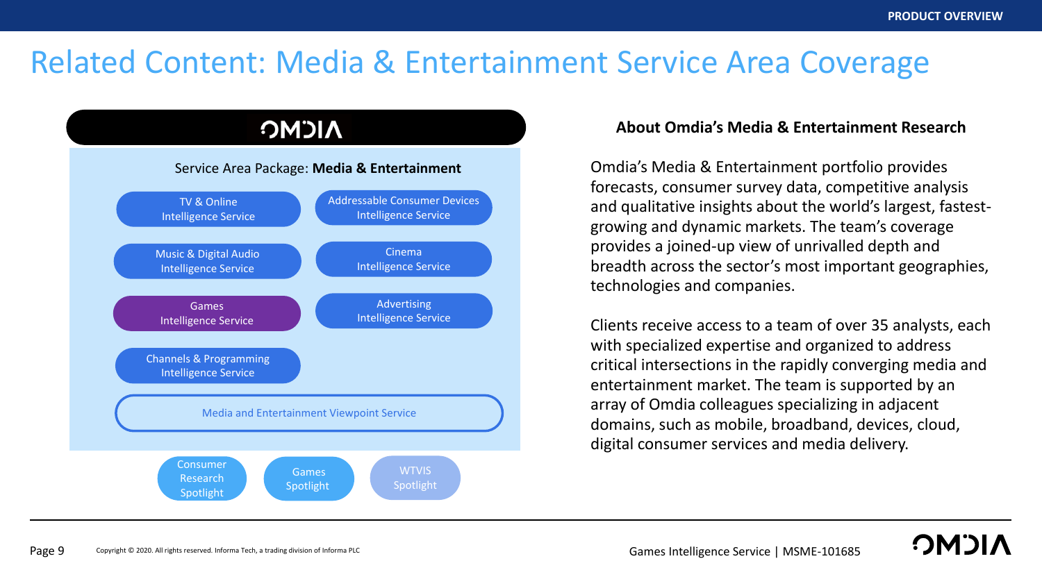# Related Content: Media & Entertainment Service Area Coverage

OMDIA

Service Area Package: **Media & Entertainment**

- TV & Online Intelligence Service
- Addressable Consumer Devices Intelligence Service
- Music & Digital Audio Intelligence Service
- Cinema Intelligence Service
- Games Intelligence Service
- Advertising Intelligence Service
- Channels & Programming Intelligence Service
- Media and Entertainment Viewpoint Service

- Consumer Research Spotlight
- Games Spotlight
- WTVIS Spotlight

### About Omdia's Media & Entertainment Research

Omdia's Media & Entertainment portfolio provides forecasts, consumer survey data, competitive analysis and qualitative insights about the world's largest, fastest-growing and dynamic markets. The team's coverage provides a joined-up view of unrivalled depth and breadth across the sector's most important geographies, technologies and companies.

Clients receive access to a team of over 35 analysts, each with specialized expertise and organized to address critical intersections in the rapidly converging media and entertainment market. The team is supported by an array of Omdia colleagues specializing in adjacent domains, such as mobile, broadband, devices, cloud, digital consumer services and media delivery.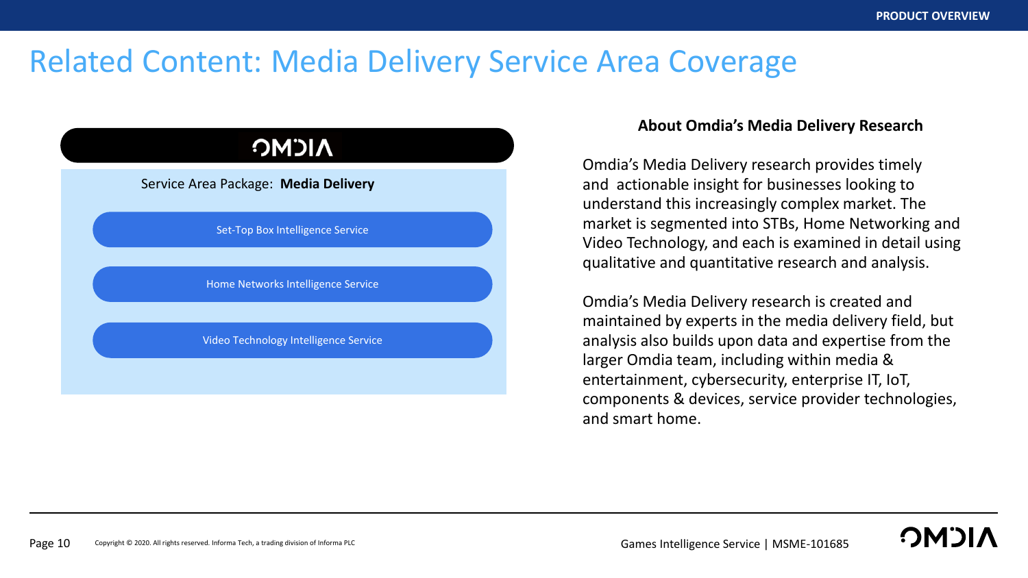# Related Content: Media Delivery Service Area Coverage

OMDIA

Service Area Package: **Media Delivery**

- Set-Top Box Intelligence Service
- Home Networks Intelligence Service
- Video Technology Intelligence Service

### About Omdia's Media Delivery Research

Omdia's Media Delivery research provides timely and actionable insight for businesses looking to understand this increasingly complex market. The market is segmented into STBs, Home Networking and Video Technology, and each is examined in detail using qualitative and quantitative research and analysis.

Omdia's Media Delivery research is created and maintained by experts in the media delivery field, but analysis also builds upon data and expertise from the larger Omdia team, including within media & entertainment, cybersecurity, enterprise IT, IoT, components & devices, service provider technologies, and smart home.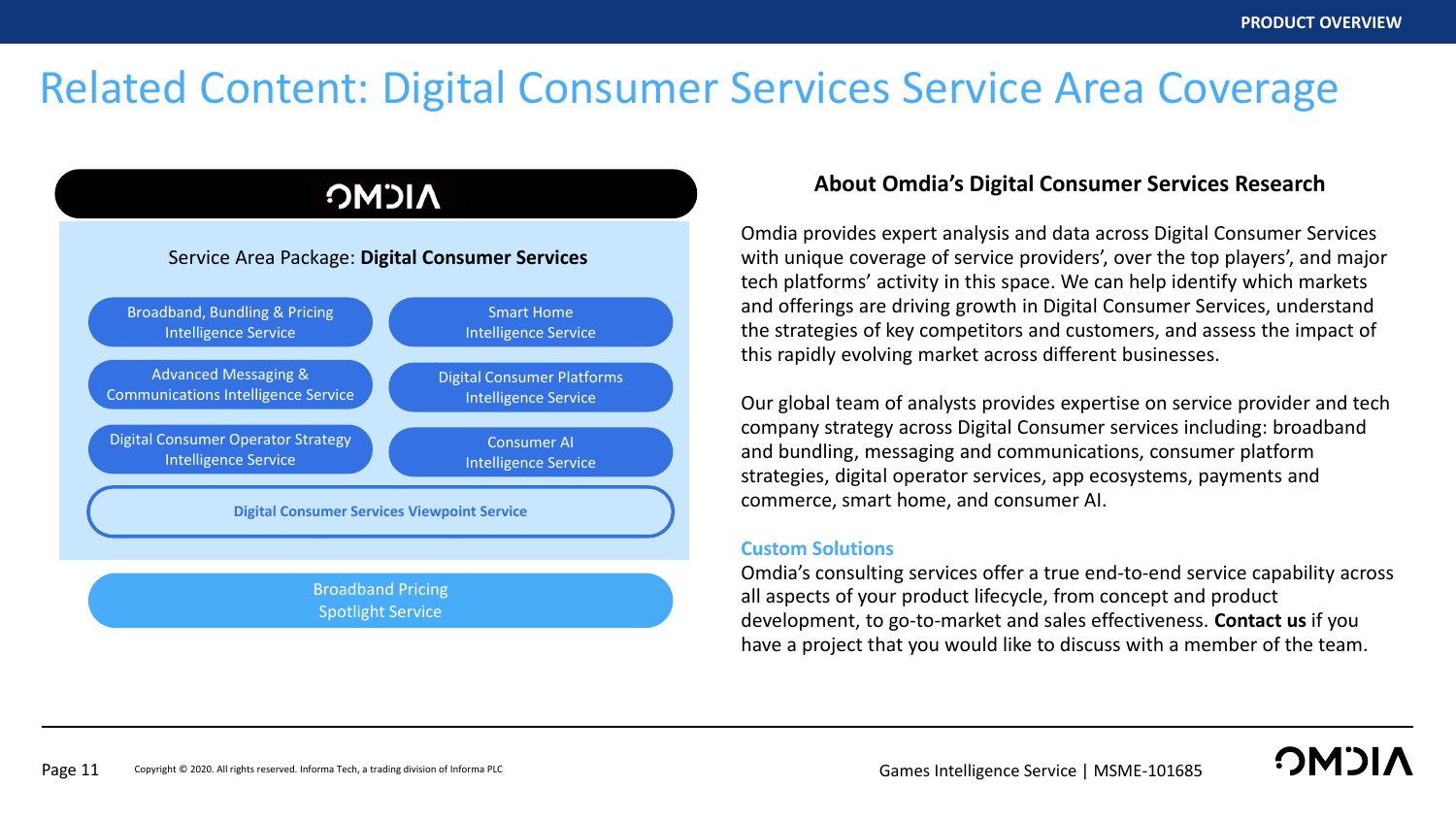# Related Content: Digital Consumer Services Service Area Coverage

OMDIA

Service Area Package: **Digital Consumer Services**

- Broadband, Bundling & Pricing Intelligence Service
- Smart Home Intelligence Service
- Advanced Messaging & Communications Intelligence Service
- Digital Consumer Platforms Intelligence Service
- Digital Consumer Operator Strategy Intelligence Service
- Consumer AI Intelligence Service
- **Digital Consumer Services Viewpoint Service**

Broadband Pricing Spotlight Service

## About Omdia's Digital Consumer Services Research

Omdia provides expert analysis and data across Digital Consumer Services with unique coverage of service providers', over the top players', and major tech platforms' activity in this space. We can help identify which markets and offerings are driving growth in Digital Consumer Services, understand the strategies of key competitors and customers, and assess the impact of this rapidly evolving market across different businesses.

Our global team of analysts provides expertise on service provider and tech company strategy across Digital Consumer services including: broadband and bundling, messaging and communications, consumer platform strategies, digital operator services, app ecosystems, payments and commerce, smart home, and consumer AI.

### Custom Solutions

Omdia's consulting services offer a true end-to-end service capability across all aspects of your product lifecycle, from concept and product development, to go-to-market and sales effectiveness. **Contact us** if you have a project that you would like to discuss with a member of the team.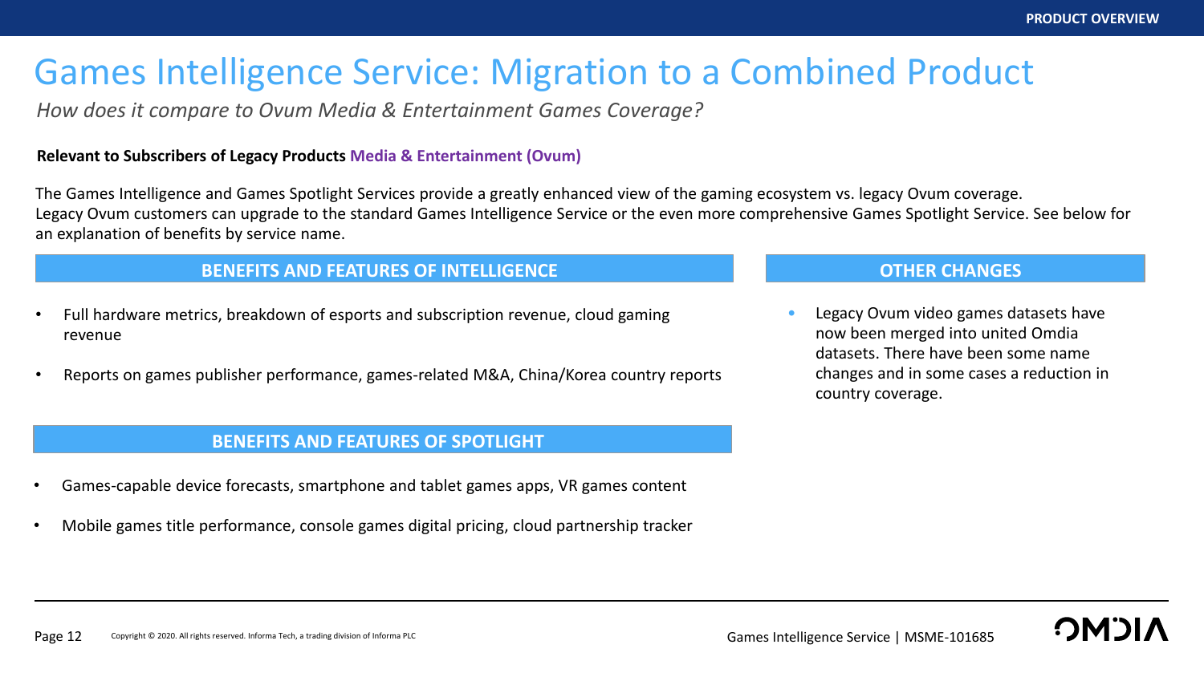# Games Intelligence Service: Migration to a Combined Product

*How does it compare to Ovum Media & Entertainment Games Coverage?*

**Relevant to Subscribers of Legacy Products Media & Entertainment (Ovum)**

The Games Intelligence and Games Spotlight Services provide a greatly enhanced view of the gaming ecosystem vs. legacy Ovum coverage.
Legacy Ovum customers can upgrade to the standard Games Intelligence Service or the even more comprehensive Games Spotlight Service. See below for an explanation of benefits by service name.

## BENEFITS AND FEATURES OF INTELLIGENCE

- Full hardware metrics, breakdown of esports and subscription revenue, cloud gaming revenue
- Reports on games publisher performance, games-related M&A, China/Korea country reports

## BENEFITS AND FEATURES OF SPOTLIGHT

- Games-capable device forecasts, smartphone and tablet games apps, VR games content
- Mobile games title performance, console games digital pricing, cloud partnership tracker

## OTHER CHANGES

- Legacy Ovum video games datasets have now been merged into united Omdia datasets. There have been some name changes and in some cases a reduction in country coverage.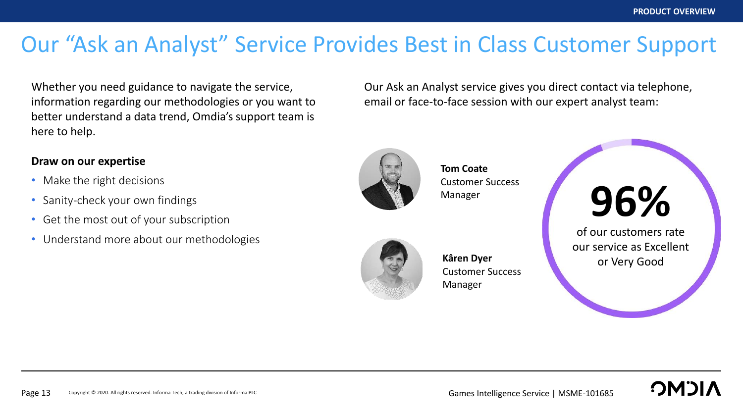# Our “Ask an Analyst” Service Provides Best in Class Customer Support

Whether you need guidance to navigate the service, information regarding our methodologies or you want to better understand a data trend, Omdia’s support team is here to help.

**Draw on our expertise**

- Make the right decisions
- Sanity-check your own findings
- Get the most out of your subscription
- Understand more about our methodologies

Our Ask an Analyst service gives you direct contact via telephone, email or face-to-face session with our expert analyst team:

**Tom Coate**
Customer Success Manager

**Kâren Dyer**
Customer Success Manager

**96%**
of our customers rate our service as Excellent or Very Good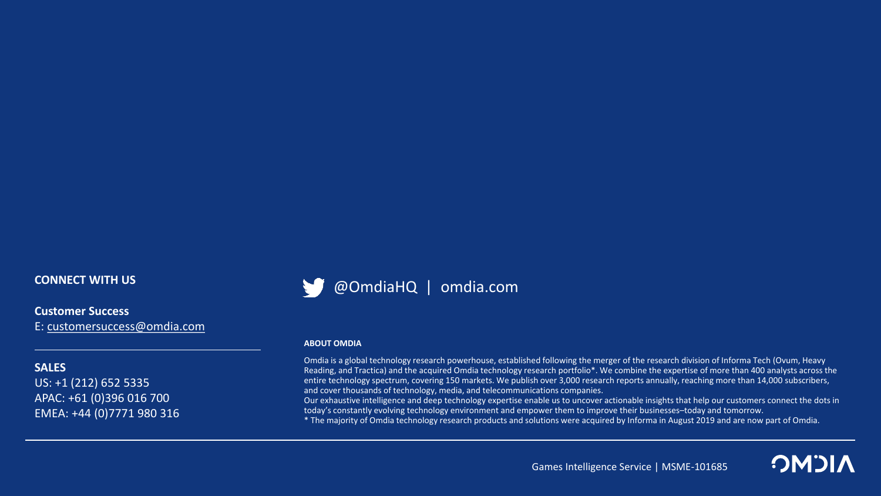**CONNECT WITH US**

**Customer Success**
E: customersuccess@omdia.com

**SALES**
US: +1 (212) 652 5335
APAC: +61 (0)396 016 700
EMEA: +44 (0)7771 980 316

@OmdiaHQ | omdia.com

**ABOUT OMDIA**

Omdia is a global technology research powerhouse, established following the merger of the research division of Informa Tech (Ovum, Heavy Reading, and Tractica) and the acquired Omdia technology research portfolio*. We combine the expertise of more than 400 analysts across the entire technology spectrum, covering 150 markets. We publish over 3,000 research reports annually, reaching more than 14,000 subscribers, and cover thousands of technology, media, and telecommunications companies.

Our exhaustive intelligence and deep technology expertise enable us to uncover actionable insights that help our customers connect the dots in today's constantly evolving technology environment and empower them to improve their businesses–today and tomorrow.

* The majority of Omdia technology research products and solutions were acquired by Informa in August 2019 and are now part of Omdia.